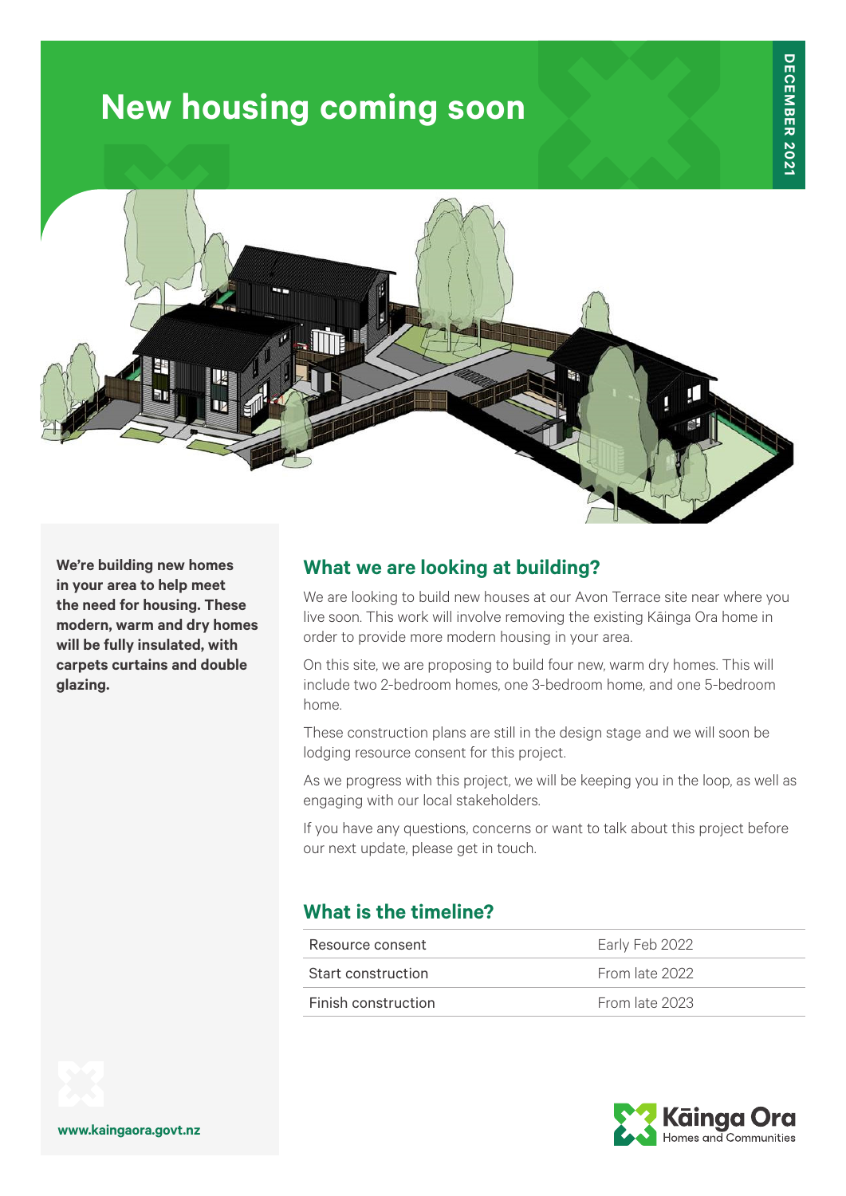# New housing coming soon

DECEMBER 2021

**We're building new homes in your area to help meet the need for housing. These modern, warm and dry homes will be fully insulated, with carpets curtains and double glazing.**

## What we are looking at building?

We are looking to build new houses at our Avon Terrace site near where you live soon. This work will involve removing the existing Kāinga Ora home in order to provide more modern housing in your area.

On this site, we are proposing to build four new, warm dry homes. This will include two 2-bedroom homes, one 3-bedroom home, and one 5-bedroom home.

These construction plans are still in the design stage and we will soon be lodging resource consent for this project.

As we progress with this project, we will be keeping you in the loop, as well as engaging with our local stakeholders.

If you have any questions, concerns or want to talk about this project before our next update, please get in touch.

## What is the timeline?

| | |
|---|---|
| Resource consent | Early Feb 2022 |
| Start construction | From late 2022 |
| Finish construction | From late 2023 |

www.kaingaora.govt.nz

Kāinga Ora
Homes and Communities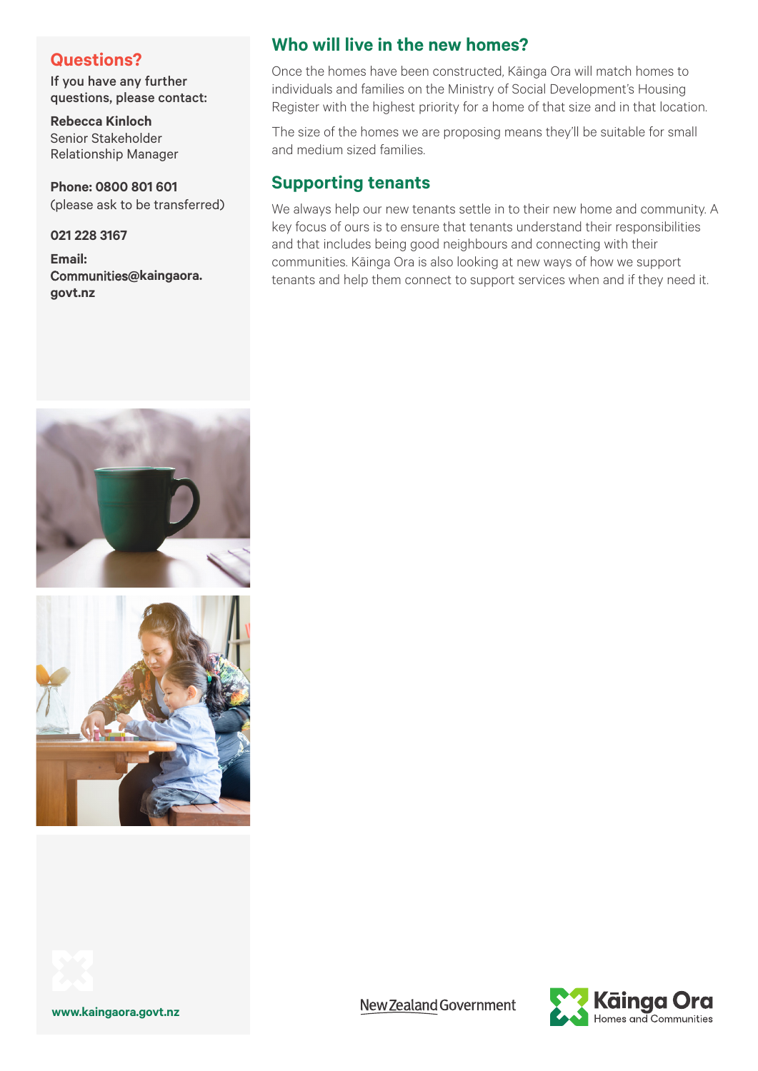## Questions?

**If you have any further questions, please contact:**

**Rebecca Kinloch**
Senior Stakeholder Relationship Manager

**Phone: 0800 801 601**
(please ask to be transferred)

**021 228 3167**

**Email:**
**Communities@kaingaora.govt.nz**

**www.kaingaora.govt.nz**

## Who will live in the new homes?

Once the homes have been constructed, Kāinga Ora will match homes to individuals and families on the Ministry of Social Development's Housing Register with the highest priority for a home of that size and in that location.

The size of the homes we are proposing means they'll be suitable for small and medium sized families.

## Supporting tenants

We always help our new tenants settle in to their new home and community. A key focus of ours is to ensure that tenants understand their responsibilities and that includes being good neighbours and connecting with their communities. Kāinga Ora is also looking at new ways of how we support tenants and help them connect to support services when and if they need it.

New Zealand Government

Kāinga Ora
Homes and Communities